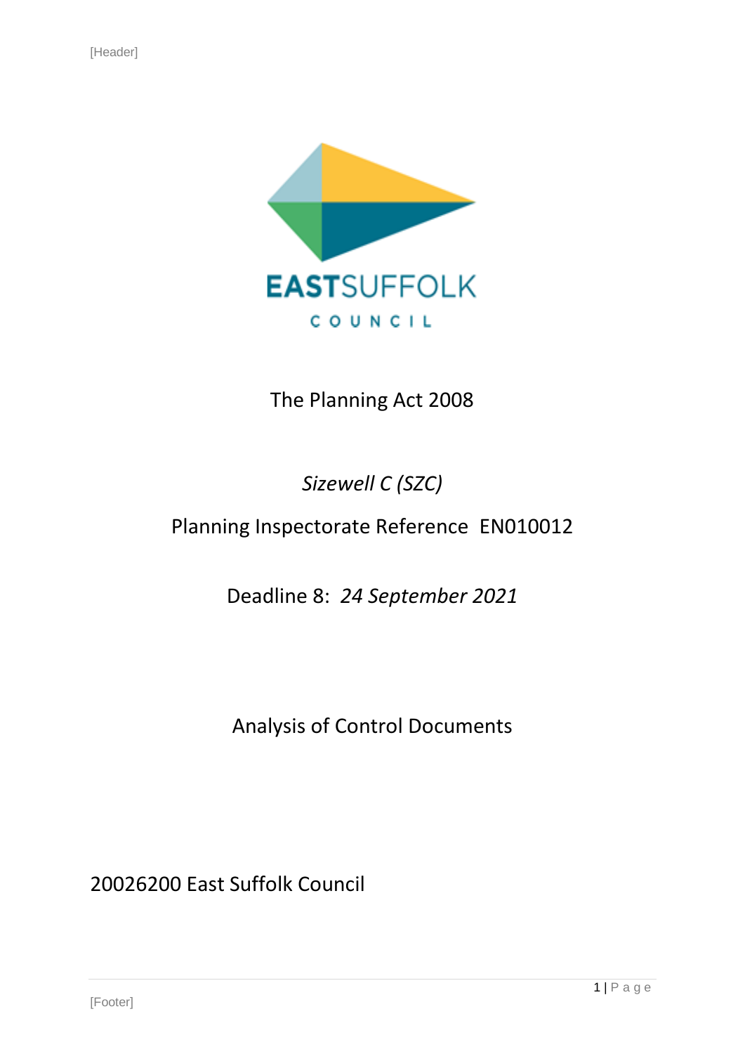The Planning Act 2008

*Sizewell C (SZC)*

Planning Inspectorate Reference EN010012

Deadline 8: *24 September 2021*

# Analysis of Control Documents

20026200 East Suffolk Council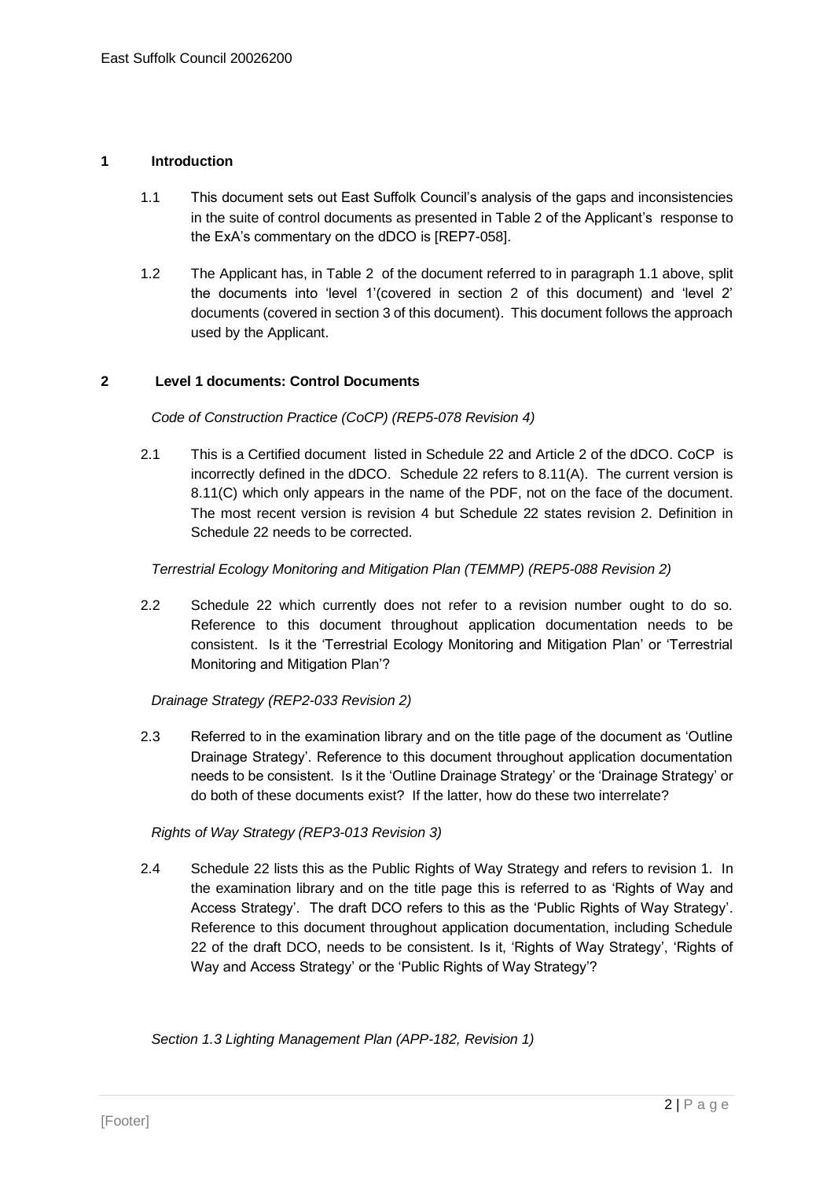## 1 Introduction

1.1 This document sets out East Suffolk Council's analysis of the gaps and inconsistencies in the suite of control documents as presented in Table 2 of the Applicant's response to the ExA's commentary on the dDCO is [REP7-058].

1.2 The Applicant has, in Table 2 of the document referred to in paragraph 1.1 above, split the documents into 'level 1'(covered in section 2 of this document) and 'level 2' documents (covered in section 3 of this document). This document follows the approach used by the Applicant.

## 2 Level 1 documents: Control Documents

*Code of Construction Practice (CoCP) (REP5-078 Revision 4)*

2.1 This is a Certified document listed in Schedule 22 and Article 2 of the dDCO. CoCP is incorrectly defined in the dDCO. Schedule 22 refers to 8.11(A). The current version is 8.11(C) which only appears in the name of the PDF, not on the face of the document. The most recent version is revision 4 but Schedule 22 states revision 2. Definition in Schedule 22 needs to be corrected.

*Terrestrial Ecology Monitoring and Mitigation Plan (TEMMP) (REP5-088 Revision 2)*

2.2 Schedule 22 which currently does not refer to a revision number ought to do so. Reference to this document throughout application documentation needs to be consistent. Is it the 'Terrestrial Ecology Monitoring and Mitigation Plan' or 'Terrestrial Monitoring and Mitigation Plan'?

*Drainage Strategy (REP2-033 Revision 2)*

2.3 Referred to in the examination library and on the title page of the document as 'Outline Drainage Strategy'. Reference to this document throughout application documentation needs to be consistent. Is it the 'Outline Drainage Strategy' or the 'Drainage Strategy' or do both of these documents exist? If the latter, how do these two interrelate?

*Rights of Way Strategy (REP3-013 Revision 3)*

2.4 Schedule 22 lists this as the Public Rights of Way Strategy and refers to revision 1. In the examination library and on the title page this is referred to as 'Rights of Way and Access Strategy'. The draft DCO refers to this as the 'Public Rights of Way Strategy'. Reference to this document throughout application documentation, including Schedule 22 of the draft DCO, needs to be consistent. Is it, 'Rights of Way Strategy', 'Rights of Way and Access Strategy' or the 'Public Rights of Way Strategy'?

*Section 1.3 Lighting Management Plan (APP-182, Revision 1)*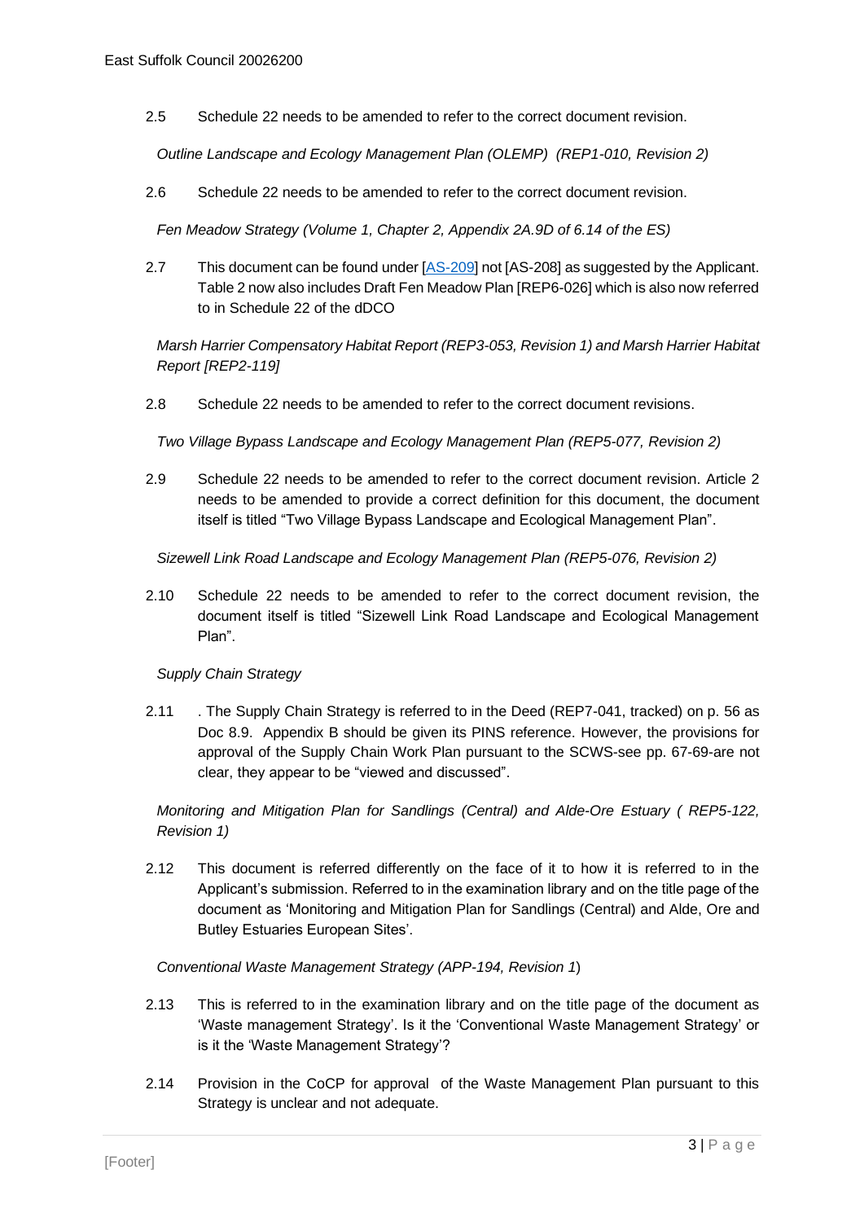2.5 Schedule 22 needs to be amended to refer to the correct document revision.

*Outline Landscape and Ecology Management Plan (OLEMP) (REP1-010, Revision 2)*

2.6 Schedule 22 needs to be amended to refer to the correct document revision.

*Fen Meadow Strategy (Volume 1, Chapter 2, Appendix 2A.9D of 6.14 of the ES)*

2.7 This document can be found under [AS-209] not [AS-208] as suggested by the Applicant. Table 2 now also includes Draft Fen Meadow Plan [REP6-026] which is also now referred to in Schedule 22 of the dDCO

*Marsh Harrier Compensatory Habitat Report (REP3-053, Revision 1) and Marsh Harrier Habitat Report [REP2-119]*

2.8 Schedule 22 needs to be amended to refer to the correct document revisions.

*Two Village Bypass Landscape and Ecology Management Plan (REP5-077, Revision 2)*

2.9 Schedule 22 needs to be amended to refer to the correct document revision. Article 2 needs to be amended to provide a correct definition for this document, the document itself is titled "Two Village Bypass Landscape and Ecological Management Plan".

*Sizewell Link Road Landscape and Ecology Management Plan (REP5-076, Revision 2)*

2.10 Schedule 22 needs to be amended to refer to the correct document revision, the document itself is titled "Sizewell Link Road Landscape and Ecological Management Plan".

*Supply Chain Strategy*

2.11 . The Supply Chain Strategy is referred to in the Deed (REP7-041, tracked) on p. 56 as Doc 8.9. Appendix B should be given its PINS reference. However, the provisions for approval of the Supply Chain Work Plan pursuant to the SCWS-see pp. 67-69-are not clear, they appear to be "viewed and discussed".

*Monitoring and Mitigation Plan for Sandlings (Central) and Alde-Ore Estuary ( REP5-122, Revision 1)*

2.12 This document is referred differently on the face of it to how it is referred to in the Applicant's submission. Referred to in the examination library and on the title page of the document as 'Monitoring and Mitigation Plan for Sandlings (Central) and Alde, Ore and Butley Estuaries European Sites'.

*Conventional Waste Management Strategy (APP-194, Revision 1)*

2.13 This is referred to in the examination library and on the title page of the document as 'Waste management Strategy'. Is it the 'Conventional Waste Management Strategy' or is it the 'Waste Management Strategy'?

2.14 Provision in the CoCP for approval of the Waste Management Plan pursuant to this Strategy is unclear and not adequate.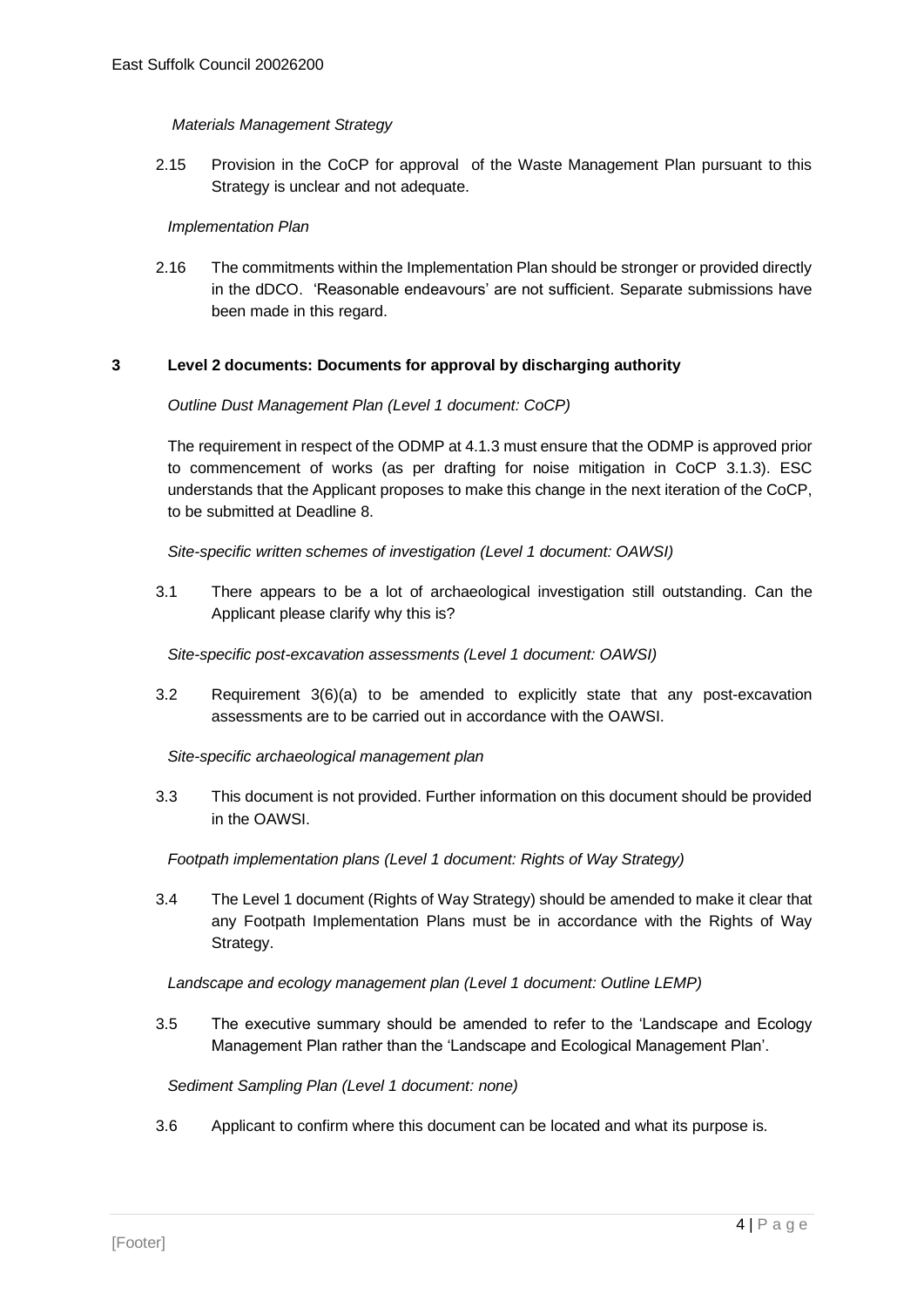*Materials Management Strategy*

2.15 Provision in the CoCP for approval of the Waste Management Plan pursuant to this Strategy is unclear and not adequate.

*Implementation Plan*

2.16 The commitments within the Implementation Plan should be stronger or provided directly in the dDCO. 'Reasonable endeavours' are not sufficient. Separate submissions have been made in this regard.

## 3 Level 2 documents: Documents for approval by discharging authority

*Outline Dust Management Plan (Level 1 document: CoCP)*

The requirement in respect of the ODMP at 4.1.3 must ensure that the ODMP is approved prior to commencement of works (as per drafting for noise mitigation in CoCP 3.1.3). ESC understands that the Applicant proposes to make this change in the next iteration of the CoCP, to be submitted at Deadline 8.

*Site-specific written schemes of investigation (Level 1 document: OAWSI)*

3.1 There appears to be a lot of archaeological investigation still outstanding. Can the Applicant please clarify why this is?

*Site-specific post-excavation assessments (Level 1 document: OAWSI)*

3.2 Requirement 3(6)(a) to be amended to explicitly state that any post-excavation assessments are to be carried out in accordance with the OAWSI.

*Site-specific archaeological management plan*

3.3 This document is not provided. Further information on this document should be provided in the OAWSI.

*Footpath implementation plans (Level 1 document: Rights of Way Strategy)*

3.4 The Level 1 document (Rights of Way Strategy) should be amended to make it clear that any Footpath Implementation Plans must be in accordance with the Rights of Way Strategy.

*Landscape and ecology management plan (Level 1 document: Outline LEMP)*

3.5 The executive summary should be amended to refer to the 'Landscape and Ecology Management Plan rather than the 'Landscape and Ecological Management Plan'.

*Sediment Sampling Plan (Level 1 document: none)*

3.6 Applicant to confirm where this document can be located and what its purpose is.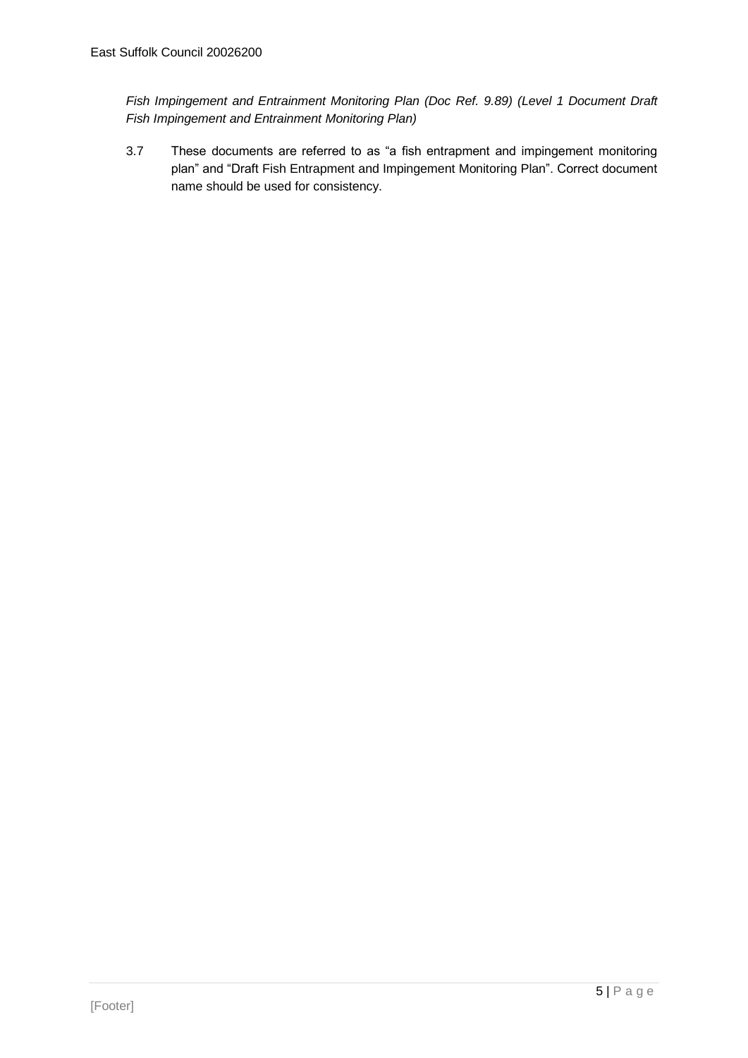*Fish Impingement and Entrainment Monitoring Plan (Doc Ref. 9.89) (Level 1 Document Draft Fish Impingement and Entrainment Monitoring Plan)*

3.7 These documents are referred to as “a fish entrapment and impingement monitoring plan” and “Draft Fish Entrapment and Impingement Monitoring Plan”. Correct document name should be used for consistency.